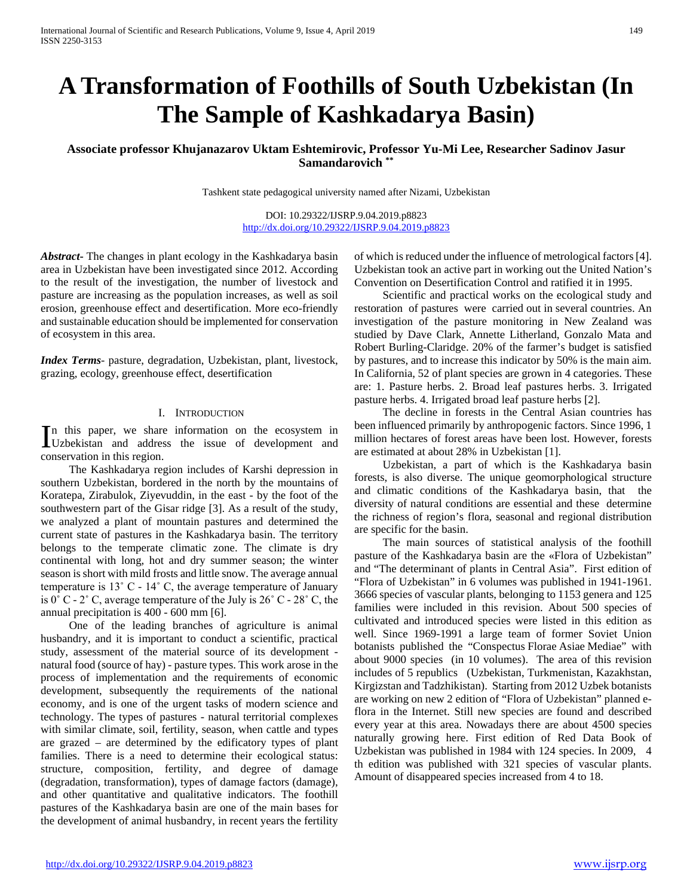# A Transformation of Foothills of South Uzbekistan (In The Sample of Kashkadarya Basin)

**Associate professor Khujanazarov Uktam Eshtemirovic, Professor Yu-Mi Lee, Researcher Sadinov Jasur Samandarovich** [**]

Tashkent state pedagogical university named after Nizami, Uzbekistan

DOI: 10.29322/IJSRP.9.04.2019.p8823
http://dx.doi.org/10.29322/IJSRP.9.04.2019.p8823

***Abstract-*** The changes in plant ecology in the Kashkadarya basin area in Uzbekistan have been investigated since 2012. According to the result of the investigation, the number of livestock and pasture are increasing as the population increases, as well as soil erosion, greenhouse effect and desertification. More eco-friendly and sustainable education should be implemented for conservation of ecosystem in this area.

***Index Terms-*** pasture, degradation, Uzbekistan, plant, livestock, grazing, ecology, greenhouse effect, desertification

## I. Introduction

In this paper, we share information on the ecosystem in Uzbekistan and address the issue of development and conservation in this region.

The Kashkadarya region includes of Karshi depression in southern Uzbekistan, bordered in the north by the mountains of Koratepa, Zirabulok, Ziyevuddin, in the east - by the foot of the southwestern part of the Gisar ridge [3]. As a result of the study, we analyzed a plant of mountain pastures and determined the current state of pastures in the Kashkadarya basin. The territory belongs to the temperate climatic zone. The climate is dry continental with long, hot and dry summer season; the winter season is short with mild frosts and little snow. The average annual temperature is 13˚ C - 14˚ C, the average temperature of January is 0˚ C - 2˚ C, average temperature of the July is 26˚ C - 28˚ C, the annual precipitation is 400 - 600 mm [6].

One of the leading branches of agriculture is animal husbandry, and it is important to conduct a scientific, practical study, assessment of the material source of its development - natural food (source of hay) - pasture types. This work arose in the process of implementation and the requirements of economic development, subsequently the requirements of the national economy, and is one of the urgent tasks of modern science and technology. The types of pastures - natural territorial complexes with similar climate, soil, fertility, season, when cattle and types are grazed – are determined by the edificatory types of plant families. There is a need to determine their ecological status: structure, composition, fertility, and degree of damage (degradation, transformation), types of damage factors (damage), and other quantitative and qualitative indicators. The foothill pastures of the Kashkadarya basin are one of the main bases for the development of animal husbandry, in recent years the fertility of which is reduced under the influence of metrological factors [4]. Uzbekistan took an active part in working out the United Nation's Convention on Desertification Control and ratified it in 1995.

Scientific and practical works on the ecological study and restoration of pastures were carried out in several countries. An investigation of the pasture monitoring in New Zealand was studied by Dave Clark, Annette Litherland, Gonzalo Mata and Robert Burling-Claridge. 20% of the farmer's budget is satisfied by pastures, and to increase this indicator by 50% is the main aim. In California, 52 of plant species are grown in 4 categories. These are: 1. Pasture herbs. 2. Broad leaf pastures herbs. 3. Irrigated pasture herbs. 4. Irrigated broad leaf pasture herbs [2].

The decline in forests in the Central Asian countries has been influenced primarily by anthropogenic factors. Since 1996, 1 million hectares of forest areas have been lost. However, forests are estimated at about 28% in Uzbekistan [1].

Uzbekistan, a part of which is the Kashkadarya basin forests, is also diverse. The unique geomorphological structure and climatic conditions of the Kashkadarya basin, that the diversity of natural conditions are essential and these determine the richness of region's flora, seasonal and regional distribution are specific for the basin.

The main sources of statistical analysis of the foothill pasture of the Kashkadarya basin are the «Flora of Uzbekistan" and "The determinant of plants in Central Asia". First edition of "Flora of Uzbekistan" in 6 volumes was published in 1941-1961. 3666 species of vascular plants, belonging to 1153 genera and 125 families were included in this revision. About 500 species of cultivated and introduced species were listed in this edition as well. Since 1969-1991 a large team of former Soviet Union botanists published the "Conspectus Florae Asiae Mediae" with about 9000 species (in 10 volumes). The area of this revision includes of 5 republics (Uzbekistan, Turkmenistan, Kazakhstan, Kirgizstan and Tadzhikistan). Starting from 2012 Uzbek botanists are working on new 2 edition of "Flora of Uzbekistan" planned e-flora in the Internet. Still new species are found and described every year at this area. Nowadays there are about 4500 species naturally growing here. First edition of Red Data Book of Uzbekistan was published in 1984 with 124 species. In 2009, 4 th edition was published with 321 species of vascular plants. Amount of disappeared species increased from 4 to 18.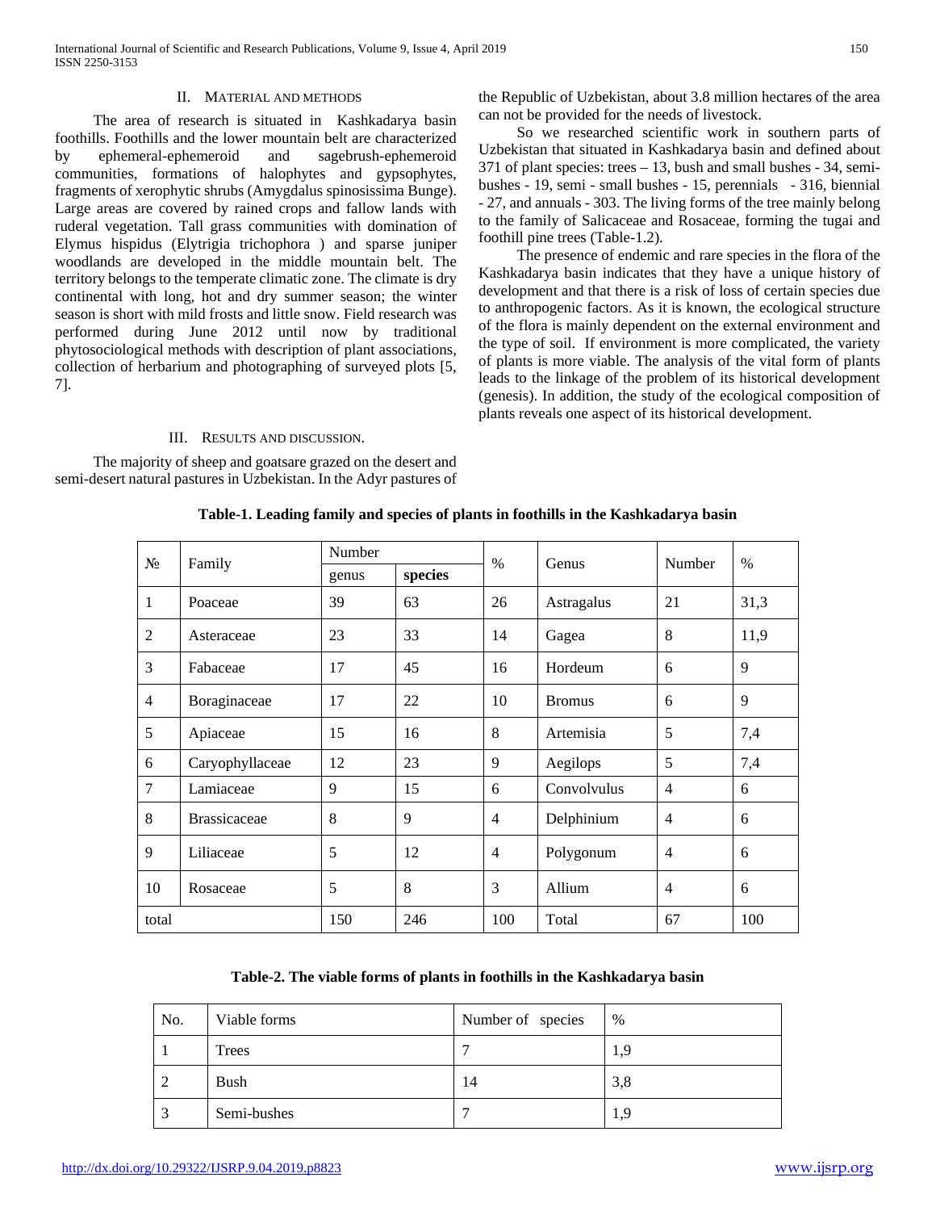## II. Material and Methods

The area of research is situated in Kashkadarya basin foothills. Foothills and the lower mountain belt are characterized by ephemeral-ephemeroid and sagebrush-ephemeroid communities, formations of halophytes and gypsophytes, fragments of xerophytic shrubs (Amygdalus spinosissima Bunge). Large areas are covered by rained crops and fallow lands with ruderal vegetation. Tall grass communities with domination of Elymus hispidus (Elytrigia trichophora ) and sparse juniper woodlands are developed in the middle mountain belt. The territory belongs to the temperate climatic zone. The climate is dry continental with long, hot and dry summer season; the winter season is short with mild frosts and little snow. Field research was performed during June 2012 until now by traditional phytosociological methods with description of plant associations, collection of herbarium and photographing of surveyed plots [5, 7].

## III. Results and discussion.

The majority of sheep and goatsare grazed on the desert and semi-desert natural pastures in Uzbekistan. In the Adyr pastures of the Republic of Uzbekistan, about 3.8 million hectares of the area can not be provided for the needs of livestock.

So we researched scientific work in southern parts of Uzbekistan that situated in Kashkadarya basin and defined about 371 of plant species: trees – 13, bush and small bushes - 34, semi-bushes - 19, semi - small bushes - 15, perennials - 316, biennial - 27, and annuals - 303. The living forms of the tree mainly belong to the family of Salicaceae and Rosaceae, forming the tugai and foothill pine trees (Table-1.2).

The presence of endemic and rare species in the flora of the Kashkadarya basin indicates that they have a unique history of development and that there is a risk of loss of certain species due to anthropogenic factors. As it is known, the ecological structure of the flora is mainly dependent on the external environment and the type of soil. If environment is more complicated, the variety of plants is more viable. The analysis of the vital form of plants leads to the linkage of the problem of its historical development (genesis). In addition, the study of the ecological composition of plants reveals one aspect of its historical development.

**Table-1. Leading family and species of plants in foothills in the Kashkadarya basin**

| № | Family | Number | | % | Genus | Number | % |
|---|---|---|---|---|---|---|---|
| | | genus | **species** | | | | |
| 1 | Poaceae | 39 | 63 | 26 | Astragalus | 21 | 31,3 |
| 2 | Asteraceae | 23 | 33 | 14 | Gagea | 8 | 11,9 |
| 3 | Fabaceae | 17 | 45 | 16 | Hordeum | 6 | 9 |
| 4 | Boraginaceae | 17 | 22 | 10 | Bromus | 6 | 9 |
| 5 | Apiaceae | 15 | 16 | 8 | Artemisia | 5 | 7,4 |
| 6 | Caryophyllaceae | 12 | 23 | 9 | Aegilops | 5 | 7,4 |
| 7 | Lamiaceae | 9 | 15 | 6 | Convolvulus | 4 | 6 |
| 8 | Brassicaceae | 8 | 9 | 4 | Delphinium | 4 | 6 |
| 9 | Liliaceae | 5 | 12 | 4 | Polygonum | 4 | 6 |
| 10 | Rosaceae | 5 | 8 | 3 | Allium | 4 | 6 |
| total | | 150 | 246 | 100 | Total | 67 | 100 |

**Table-2. The viable forms of plants in foothills in the Kashkadarya basin**

| No. | Viable forms | Number of species | % |
|---|---|---|---|
| 1 | Trees | 7 | 1,9 |
| 2 | Bush | 14 | 3,8 |
| 3 | Semi-bushes | 7 | 1,9 |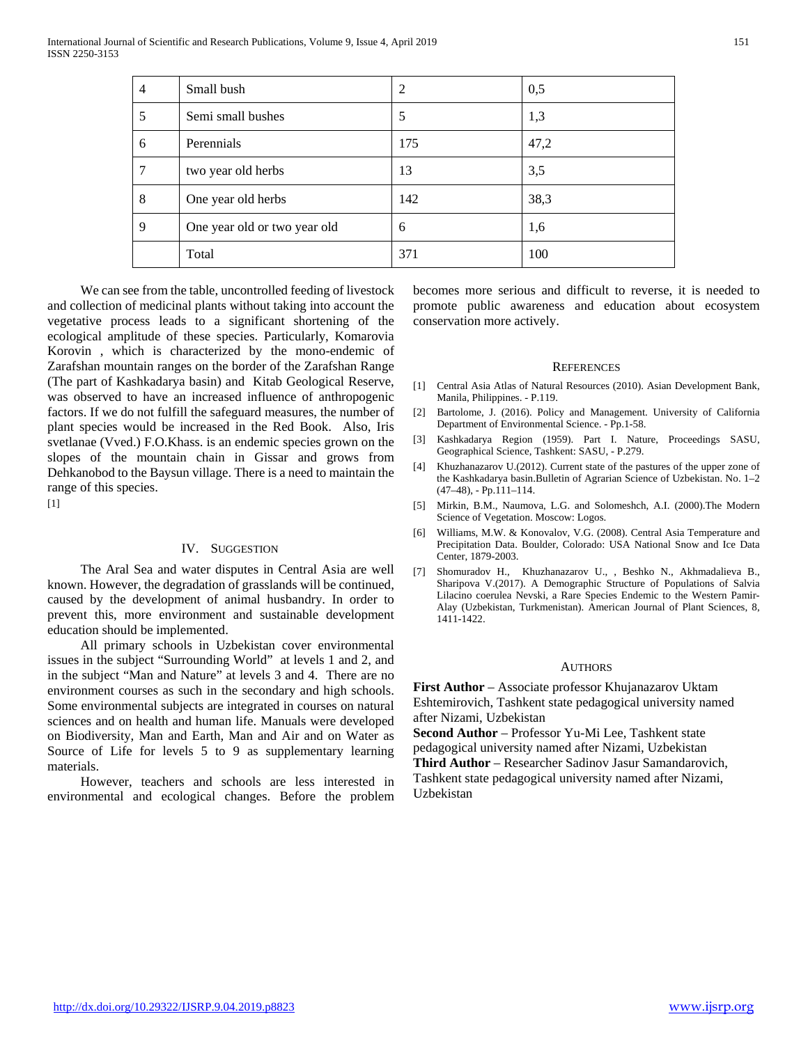| | | | |
|---|---|---|---|
| 4 | Small bush | 2 | 0,5 |
| 5 | Semi small bushes | 5 | 1,3 |
| 6 | Perennials | 175 | 47,2 |
| 7 | two year old herbs | 13 | 3,5 |
| 8 | One year old herbs | 142 | 38,3 |
| 9 | One year old or two year old | 6 | 1,6 |
| | Total | 371 | 100 |

We can see from the table, uncontrolled feeding of livestock and collection of medicinal plants without taking into account the vegetative process leads to a significant shortening of the ecological amplitude of these species. Particularly, Komarovia Korovin , which is characterized by the mono-endemic of Zarafshan mountain ranges on the border of the Zarafshan Range (The part of Kashkadarya basin) and Kitab Geological Reserve, was observed to have an increased influence of anthropogenic factors. If we do not fulfill the safeguard measures, the number of plant species would be increased in the Red Book. Also, Iris svetlanae (Vved.) F.O.Khass. is an endemic species grown on the slopes of the mountain chain in Gissar and grows from Dehkanobod to the Baysun village. There is a need to maintain the range of this species.

[1]

## IV. Suggestion

The Aral Sea and water disputes in Central Asia are well known. However, the degradation of grasslands will be continued, caused by the development of animal husbandry. In order to prevent this, more environment and sustainable development education should be implemented.

All primary schools in Uzbekistan cover environmental issues in the subject "Surrounding World" at levels 1 and 2, and in the subject "Man and Nature" at levels 3 and 4. There are no environment courses as such in the secondary and high schools. Some environmental subjects are integrated in courses on natural sciences and on health and human life. Manuals were developed on Biodiversity, Man and Earth, Man and Air and on Water as Source of Life for levels 5 to 9 as supplementary learning materials.

However, teachers and schools are less interested in environmental and ecological changes. Before the problem becomes more serious and difficult to reverse, it is needed to promote public awareness and education about ecosystem conservation more actively.

## References

[1] Central Asia Atlas of Natural Resources (2010). Asian Development Bank, Manila, Philippines. - P.119.

[2] Bartolome, J. (2016). Policy and Management. University of California Department of Environmental Science. - Pp.1-58.

[3] Kashkadarya Region (1959). Part I. Nature, Proceedings SASU, Geographical Science, Tashkent: SASU, - P.279.

[4] Khuzhanazarov U.(2012). Current state of the pastures of the upper zone of the Kashkadarya basin.Bulletin of Agrarian Science of Uzbekistan. No. 1–2 (47–48), - Pp.111–114.

[5] Mirkin, B.M., Naumova, L.G. and Solomeshch, A.I. (2000).The Modern Science of Vegetation. Moscow: Logos.

[6] Williams, M.W. & Konovalov, V.G. (2008). Central Asia Temperature and Precipitation Data. Boulder, Colorado: USA National Snow and Ice Data Center, 1879-2003.

[7] Shomuradov H., Khuzhanazarov U., , Beshko N., Akhmadalieva B., Sharipova V.(2017). A Demographic Structure of Populations of Salvia Lilacino coerulea Nevski, a Rare Species Endemic to the Western Pamir-Alay (Uzbekistan, Turkmenistan). American Journal of Plant Sciences, 8, 1411-1422.

## Authors

**First Author** – Associate professor Khujanazarov Uktam Eshtemirovich, Tashkent state pedagogical university named after Nizami, Uzbekistan

**Second Author** – Professor Yu-Mi Lee, Tashkent state pedagogical university named after Nizami, Uzbekistan

**Third Author** – Researcher Sadinov Jasur Samandarovich, Tashkent state pedagogical university named after Nizami, Uzbekistan